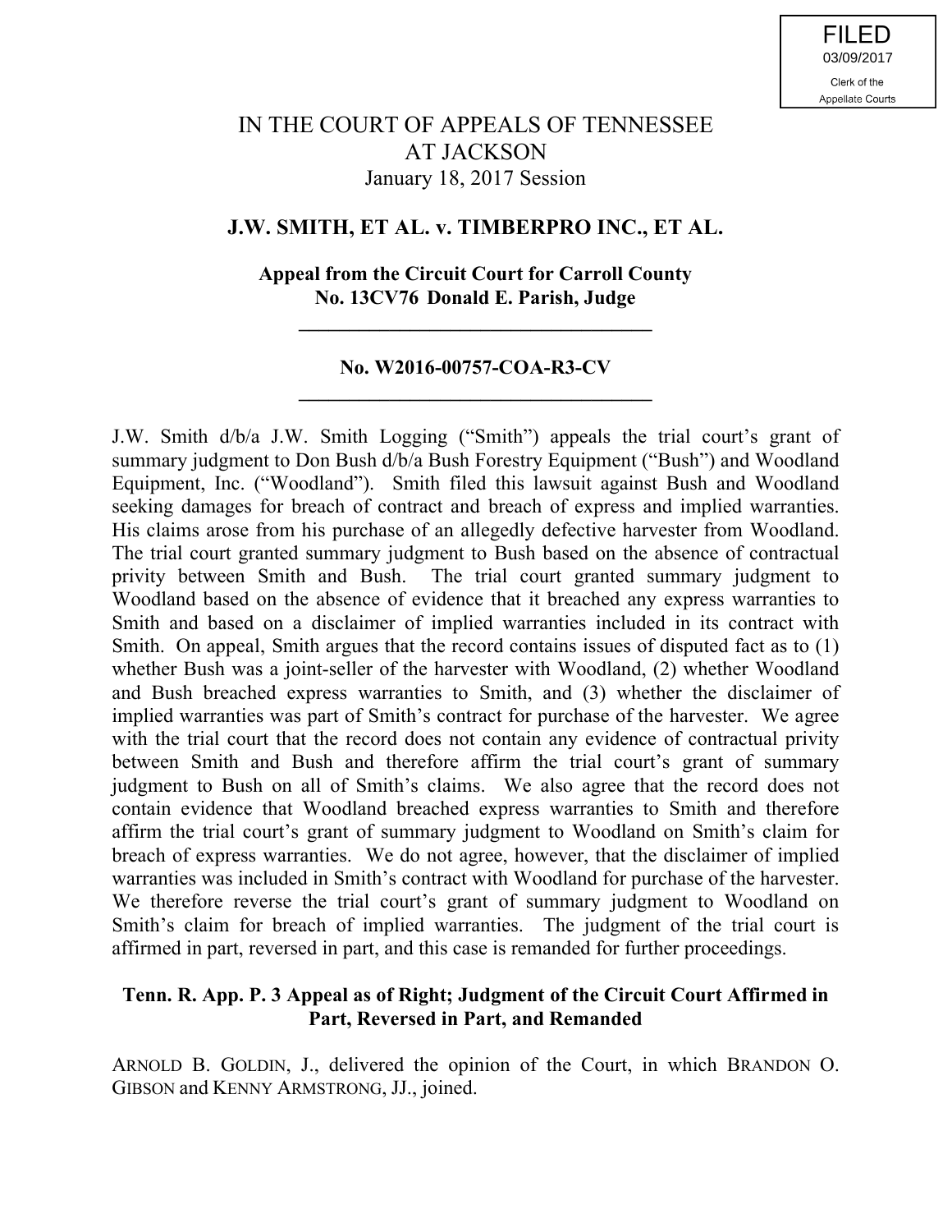FILED
03/09/2017
Clerk of the
Appellate Courts

# IN THE COURT OF APPEALS OF TENNESSEE AT JACKSON

January 18, 2017 Session

## J.W. SMITH, ET AL. v. TIMBERPRO INC., ET AL.

**Appeal from the Circuit Court for Carroll County**
**No. 13CV76 Donald E. Parish, Judge**

---

**No. W2016-00757-COA-R3-CV**

---

J.W. Smith d/b/a J.W. Smith Logging ("Smith") appeals the trial court's grant of summary judgment to Don Bush d/b/a Bush Forestry Equipment ("Bush") and Woodland Equipment, Inc. ("Woodland"). Smith filed this lawsuit against Bush and Woodland seeking damages for breach of contract and breach of express and implied warranties. His claims arose from his purchase of an allegedly defective harvester from Woodland. The trial court granted summary judgment to Bush based on the absence of contractual privity between Smith and Bush. The trial court granted summary judgment to Woodland based on the absence of evidence that it breached any express warranties to Smith and based on a disclaimer of implied warranties included in its contract with Smith. On appeal, Smith argues that the record contains issues of disputed fact as to (1) whether Bush was a joint-seller of the harvester with Woodland, (2) whether Woodland and Bush breached express warranties to Smith, and (3) whether the disclaimer of implied warranties was part of Smith's contract for purchase of the harvester. We agree with the trial court that the record does not contain any evidence of contractual privity between Smith and Bush and therefore affirm the trial court's grant of summary judgment to Bush on all of Smith's claims. We also agree that the record does not contain evidence that Woodland breached express warranties to Smith and therefore affirm the trial court's grant of summary judgment to Woodland on Smith's claim for breach of express warranties. We do not agree, however, that the disclaimer of implied warranties was included in Smith's contract with Woodland for purchase of the harvester. We therefore reverse the trial court's grant of summary judgment to Woodland on Smith's claim for breach of implied warranties. The judgment of the trial court is affirmed in part, reversed in part, and this case is remanded for further proceedings.

**Tenn. R. App. P. 3 Appeal as of Right; Judgment of the Circuit Court Affirmed in Part, Reversed in Part, and Remanded**

ARNOLD B. GOLDIN, J., delivered the opinion of the Court, in which BRANDON O. GIBSON and KENNY ARMSTRONG, JJ., joined.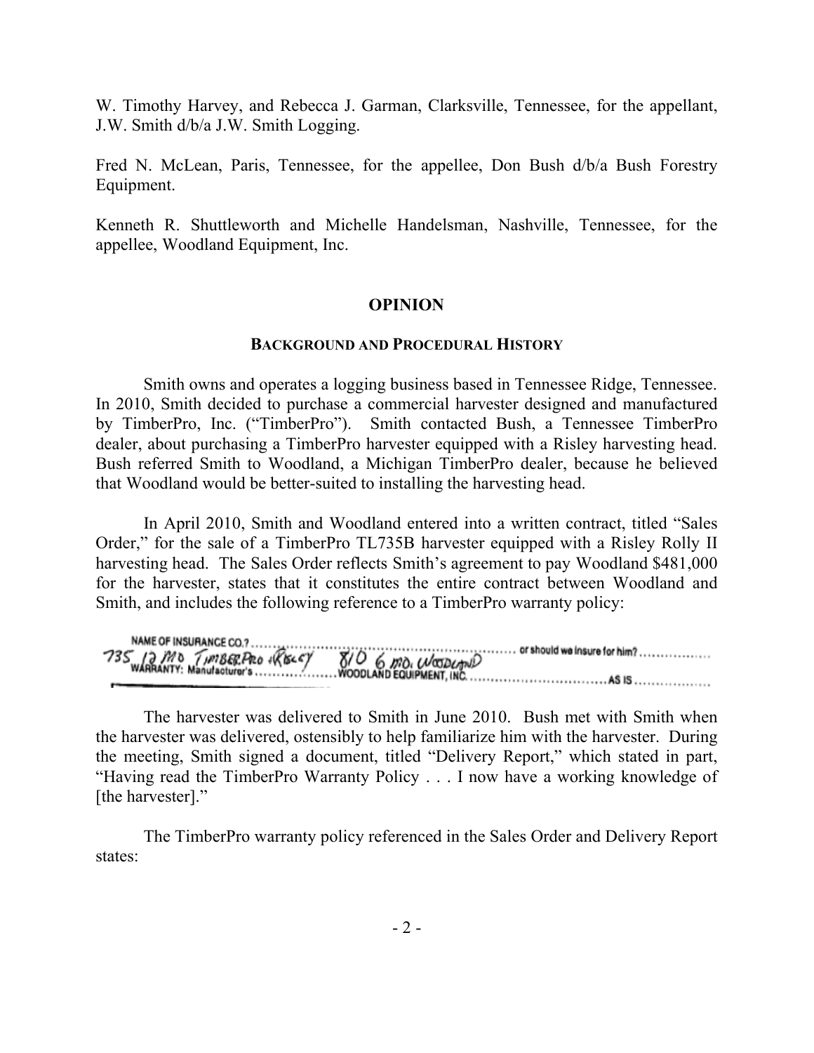W. Timothy Harvey, and Rebecca J. Garman, Clarksville, Tennessee, for the appellant, J.W. Smith d/b/a J.W. Smith Logging.

Fred N. McLean, Paris, Tennessee, for the appellee, Don Bush d/b/a Bush Forestry Equipment.

Kenneth R. Shuttleworth and Michelle Handelsman, Nashville, Tennessee, for the appellee, Woodland Equipment, Inc.

## OPINION

### BACKGROUND AND PROCEDURAL HISTORY

Smith owns and operates a logging business based in Tennessee Ridge, Tennessee. In 2010, Smith decided to purchase a commercial harvester designed and manufactured by TimberPro, Inc. ("TimberPro"). Smith contacted Bush, a Tennessee TimberPro dealer, about purchasing a TimberPro harvester equipped with a Risley harvesting head. Bush referred Smith to Woodland, a Michigan TimberPro dealer, because he believed that Woodland would be better-suited to installing the harvesting head.

In April 2010, Smith and Woodland entered into a written contract, titled "Sales Order," for the sale of a TimberPro TL735B harvester equipped with a Risley Rolly II harvesting head. The Sales Order reflects Smith's agreement to pay Woodland $481,000 for the harvester, states that it constitutes the entire contract between Woodland and Smith, and includes the following reference to a TimberPro warranty policy:

NAME OF INSURANCE CO.? ................................................ or should we insure for him? ................
735 12 MO TIMBERPRO +RISLEY 810 6 MO. WOODLAND
WARRANTY: Manufacturer's .................. WOODLAND EQUIPMENT, INC. ................................ AS IS ..................

The harvester was delivered to Smith in June 2010. Bush met with Smith when the harvester was delivered, ostensibly to help familiarize him with the harvester. During the meeting, Smith signed a document, titled "Delivery Report," which stated in part, "Having read the TimberPro Warranty Policy . . . I now have a working knowledge of [the harvester]."

The TimberPro warranty policy referenced in the Sales Order and Delivery Report states: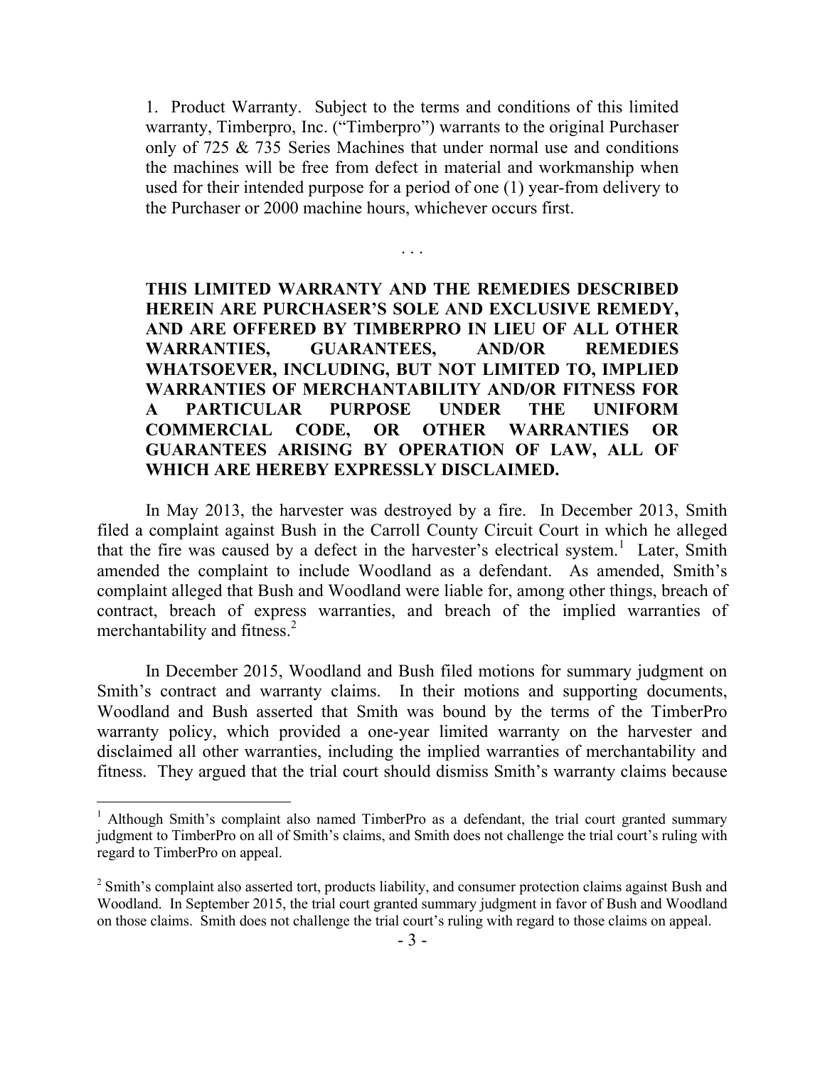1. Product Warranty. Subject to the terms and conditions of this limited warranty, Timberpro, Inc. ("Timberpro") warrants to the original Purchaser only of 725 & 735 Series Machines that under normal use and conditions the machines will be free from defect in material and workmanship when used for their intended purpose for a period of one (1) year-from delivery to the Purchaser or 2000 machine hours, whichever occurs first.

. . .

**THIS LIMITED WARRANTY AND THE REMEDIES DESCRIBED HEREIN ARE PURCHASER'S SOLE AND EXCLUSIVE REMEDY, AND ARE OFFERED BY TIMBERPRO IN LIEU OF ALL OTHER WARRANTIES, GUARANTEES, AND/OR REMEDIES WHATSOEVER, INCLUDING, BUT NOT LIMITED TO, IMPLIED WARRANTIES OF MERCHANTABILITY AND/OR FITNESS FOR A PARTICULAR PURPOSE UNDER THE UNIFORM COMMERCIAL CODE, OR OTHER WARRANTIES OR GUARANTEES ARISING BY OPERATION OF LAW, ALL OF WHICH ARE HEREBY EXPRESSLY DISCLAIMED.**

In May 2013, the harvester was destroyed by a fire. In December 2013, Smith filed a complaint against Bush in the Carroll County Circuit Court in which he alleged that the fire was caused by a defect in the harvester's electrical system.[1] Later, Smith amended the complaint to include Woodland as a defendant. As amended, Smith's complaint alleged that Bush and Woodland were liable for, among other things, breach of contract, breach of express warranties, and breach of the implied warranties of merchantability and fitness.[2]

In December 2015, Woodland and Bush filed motions for summary judgment on Smith's contract and warranty claims. In their motions and supporting documents, Woodland and Bush asserted that Smith was bound by the terms of the TimberPro warranty policy, which provided a one-year limited warranty on the harvester and disclaimed all other warranties, including the implied warranties of merchantability and fitness. They argued that the trial court should dismiss Smith's warranty claims because

---

[1] Although Smith's complaint also named TimberPro as a defendant, the trial court granted summary judgment to TimberPro on all of Smith's claims, and Smith does not challenge the trial court's ruling with regard to TimberPro on appeal.

[2] Smith's complaint also asserted tort, products liability, and consumer protection claims against Bush and Woodland. In September 2015, the trial court granted summary judgment in favor of Bush and Woodland on those claims. Smith does not challenge the trial court's ruling with regard to those claims on appeal.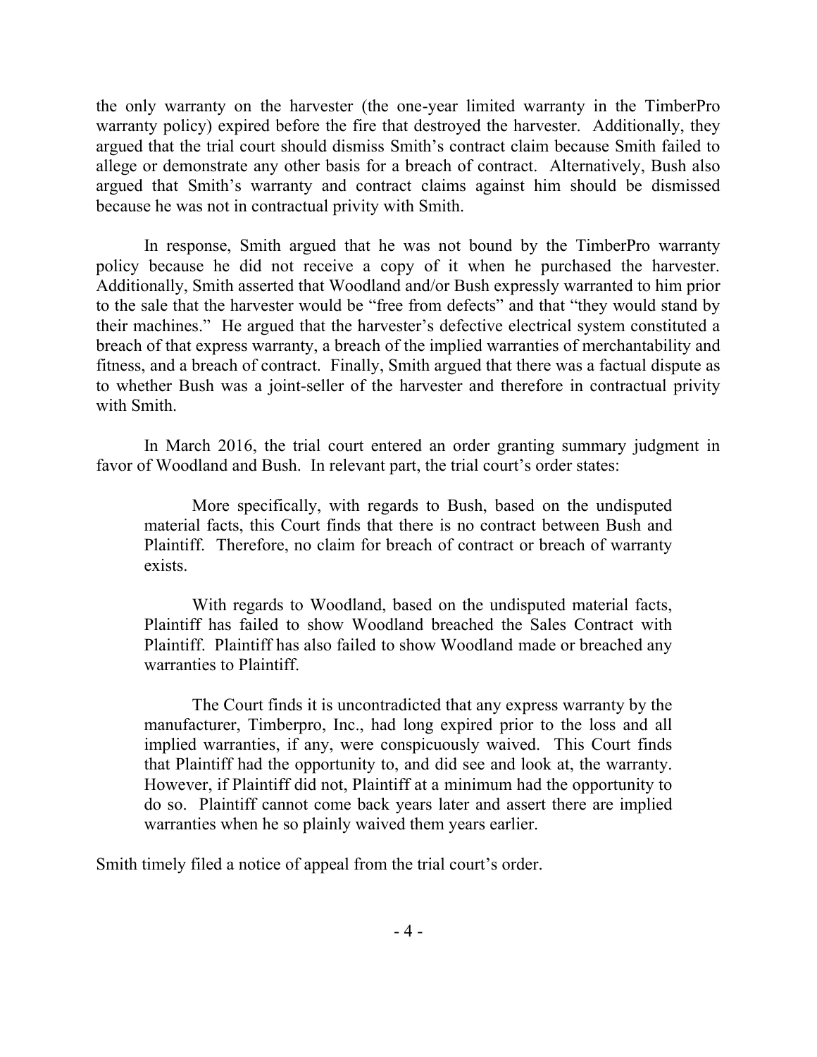the only warranty on the harvester (the one-year limited warranty in the TimberPro warranty policy) expired before the fire that destroyed the harvester. Additionally, they argued that the trial court should dismiss Smith's contract claim because Smith failed to allege or demonstrate any other basis for a breach of contract. Alternatively, Bush also argued that Smith's warranty and contract claims against him should be dismissed because he was not in contractual privity with Smith.

In response, Smith argued that he was not bound by the TimberPro warranty policy because he did not receive a copy of it when he purchased the harvester. Additionally, Smith asserted that Woodland and/or Bush expressly warranted to him prior to the sale that the harvester would be "free from defects" and that "they would stand by their machines." He argued that the harvester's defective electrical system constituted a breach of that express warranty, a breach of the implied warranties of merchantability and fitness, and a breach of contract. Finally, Smith argued that there was a factual dispute as to whether Bush was a joint-seller of the harvester and therefore in contractual privity with Smith.

In March 2016, the trial court entered an order granting summary judgment in favor of Woodland and Bush. In relevant part, the trial court's order states:

> More specifically, with regards to Bush, based on the undisputed material facts, this Court finds that there is no contract between Bush and Plaintiff. Therefore, no claim for breach of contract or breach of warranty exists.
>
> With regards to Woodland, based on the undisputed material facts, Plaintiff has failed to show Woodland breached the Sales Contract with Plaintiff. Plaintiff has also failed to show Woodland made or breached any warranties to Plaintiff.
>
> The Court finds it is uncontradicted that any express warranty by the manufacturer, Timberpro, Inc., had long expired prior to the loss and all implied warranties, if any, were conspicuously waived. This Court finds that Plaintiff had the opportunity to, and did see and look at, the warranty. However, if Plaintiff did not, Plaintiff at a minimum had the opportunity to do so. Plaintiff cannot come back years later and assert there are implied warranties when he so plainly waived them years earlier.

Smith timely filed a notice of appeal from the trial court's order.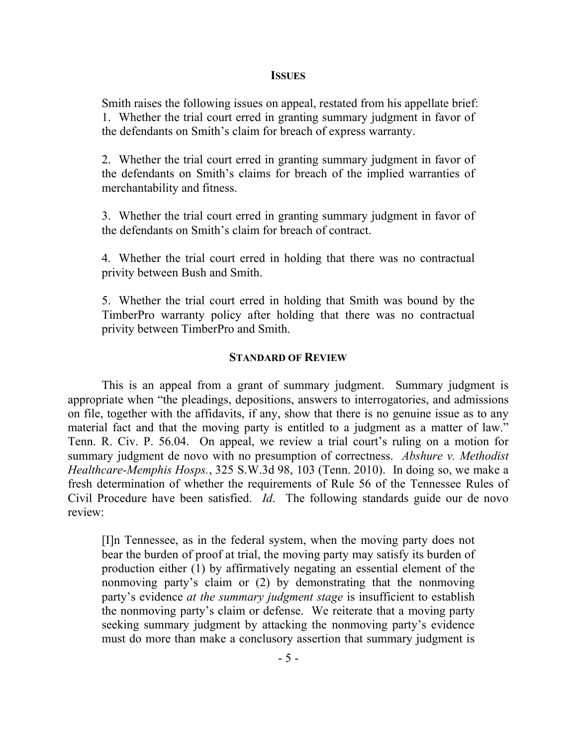## ISSUES

Smith raises the following issues on appeal, restated from his appellate brief:

1. Whether the trial court erred in granting summary judgment in favor of the defendants on Smith's claim for breach of express warranty.

2. Whether the trial court erred in granting summary judgment in favor of the defendants on Smith's claims for breach of the implied warranties of merchantability and fitness.

3. Whether the trial court erred in granting summary judgment in favor of the defendants on Smith's claim for breach of contract.

4. Whether the trial court erred in holding that there was no contractual privity between Bush and Smith.

5. Whether the trial court erred in holding that Smith was bound by the TimberPro warranty policy after holding that there was no contractual privity between TimberPro and Smith.

## STANDARD OF REVIEW

This is an appeal from a grant of summary judgment. Summary judgment is appropriate when "the pleadings, depositions, answers to interrogatories, and admissions on file, together with the affidavits, if any, show that there is no genuine issue as to any material fact and that the moving party is entitled to a judgment as a matter of law." Tenn. R. Civ. P. 56.04. On appeal, we review a trial court's ruling on a motion for summary judgment de novo with no presumption of correctness. *Abshure v. Methodist Healthcare-Memphis Hosps.*, 325 S.W.3d 98, 103 (Tenn. 2010). In doing so, we make a fresh determination of whether the requirements of Rule 56 of the Tennessee Rules of Civil Procedure have been satisfied. *Id*. The following standards guide our de novo review:

> [I]n Tennessee, as in the federal system, when the moving party does not bear the burden of proof at trial, the moving party may satisfy its burden of production either (1) by affirmatively negating an essential element of the nonmoving party's claim or (2) by demonstrating that the nonmoving party's evidence *at the summary judgment stage* is insufficient to establish the nonmoving party's claim or defense. We reiterate that a moving party seeking summary judgment by attacking the nonmoving party's evidence must do more than make a conclusory assertion that summary judgment is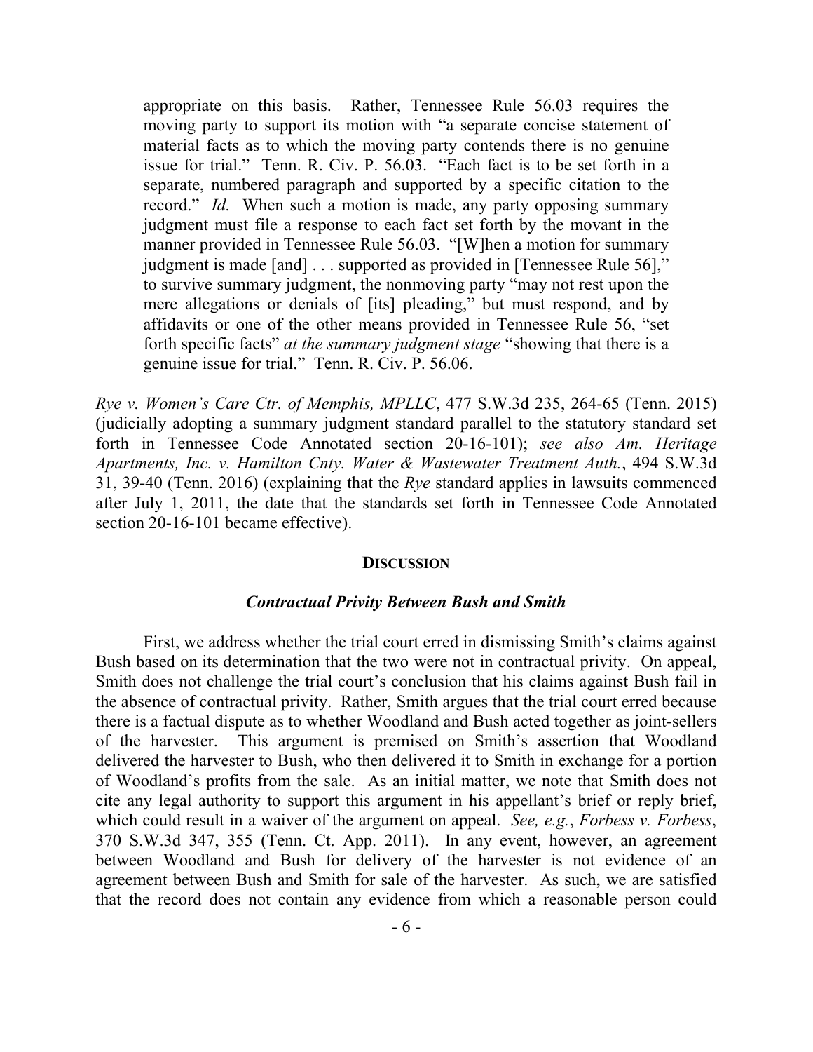> appropriate on this basis. Rather, Tennessee Rule 56.03 requires the moving party to support its motion with "a separate concise statement of material facts as to which the moving party contends there is no genuine issue for trial." Tenn. R. Civ. P. 56.03. "Each fact is to be set forth in a separate, numbered paragraph and supported by a specific citation to the record." *Id.* When such a motion is made, any party opposing summary judgment must file a response to each fact set forth by the movant in the manner provided in Tennessee Rule 56.03. "[W]hen a motion for summary judgment is made [and] . . . supported as provided in [Tennessee Rule 56]," to survive summary judgment, the nonmoving party "may not rest upon the mere allegations or denials of [its] pleading," but must respond, and by affidavits or one of the other means provided in Tennessee Rule 56, "set forth specific facts" *at the summary judgment stage* "showing that there is a genuine issue for trial." Tenn. R. Civ. P. 56.06.

*Rye v. Women's Care Ctr. of Memphis, MPLLC*, 477 S.W.3d 235, 264-65 (Tenn. 2015) (judicially adopting a summary judgment standard parallel to the statutory standard set forth in Tennessee Code Annotated section 20-16-101); *see also Am. Heritage Apartments, Inc. v. Hamilton Cnty. Water & Wastewater Treatment Auth.*, 494 S.W.3d 31, 39-40 (Tenn. 2016) (explaining that the *Rye* standard applies in lawsuits commenced after July 1, 2011, the date that the standards set forth in Tennessee Code Annotated section 20-16-101 became effective).

## DISCUSSION

### *Contractual Privity Between Bush and Smith*

First, we address whether the trial court erred in dismissing Smith's claims against Bush based on its determination that the two were not in contractual privity. On appeal, Smith does not challenge the trial court's conclusion that his claims against Bush fail in the absence of contractual privity. Rather, Smith argues that the trial court erred because there is a factual dispute as to whether Woodland and Bush acted together as joint-sellers of the harvester. This argument is premised on Smith's assertion that Woodland delivered the harvester to Bush, who then delivered it to Smith in exchange for a portion of Woodland's profits from the sale. As an initial matter, we note that Smith does not cite any legal authority to support this argument in his appellant's brief or reply brief, which could result in a waiver of the argument on appeal. *See, e.g.*, *Forbess v. Forbess*, 370 S.W.3d 347, 355 (Tenn. Ct. App. 2011). In any event, however, an agreement between Woodland and Bush for delivery of the harvester is not evidence of an agreement between Bush and Smith for sale of the harvester. As such, we are satisfied that the record does not contain any evidence from which a reasonable person could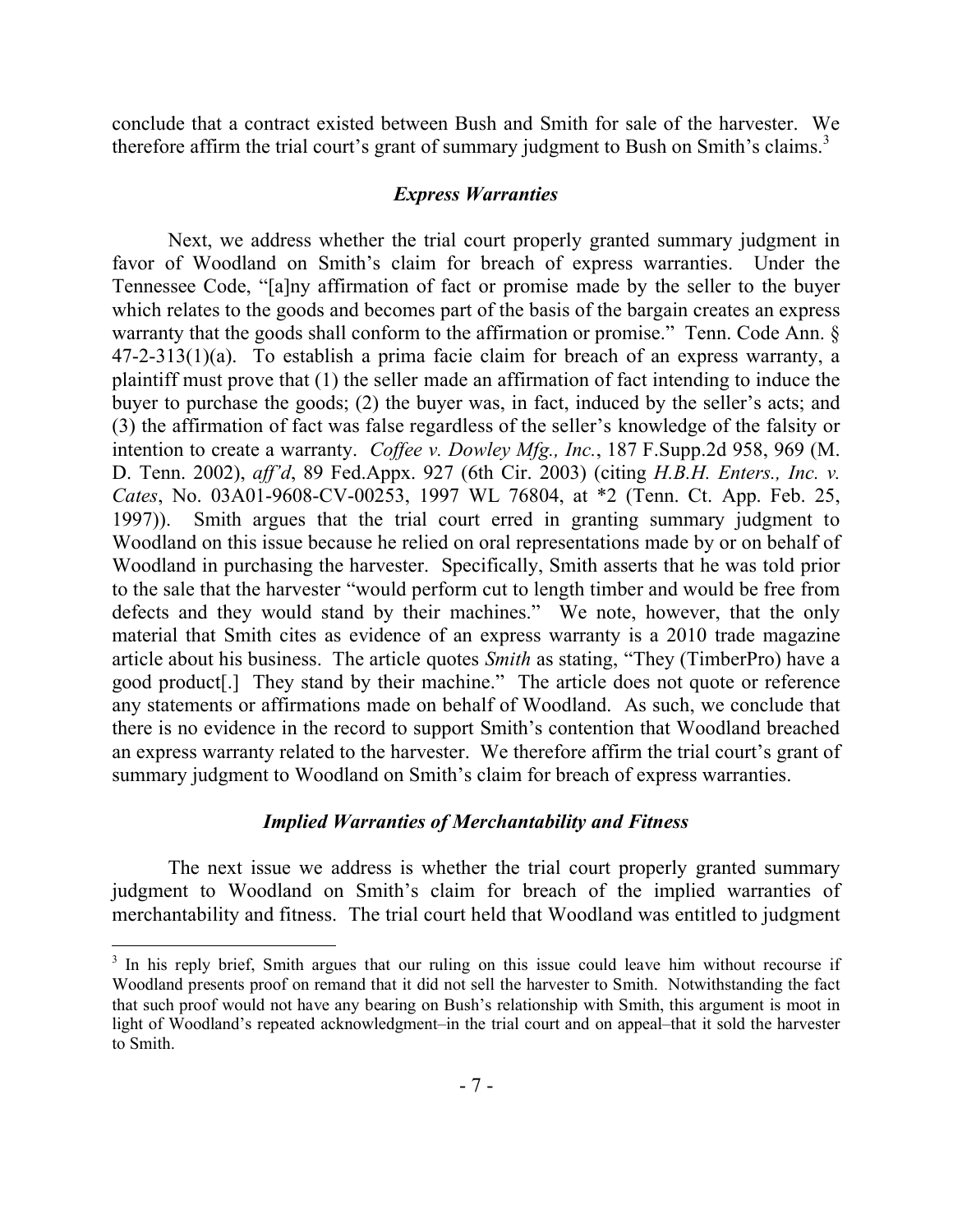conclude that a contract existed between Bush and Smith for sale of the harvester. We therefore affirm the trial court's grant of summary judgment to Bush on Smith's claims.[3]

### *Express Warranties*

Next, we address whether the trial court properly granted summary judgment in favor of Woodland on Smith's claim for breach of express warranties. Under the Tennessee Code, "[a]ny affirmation of fact or promise made by the seller to the buyer which relates to the goods and becomes part of the basis of the bargain creates an express warranty that the goods shall conform to the affirmation or promise." Tenn. Code Ann. § 47-2-313(1)(a). To establish a prima facie claim for breach of an express warranty, a plaintiff must prove that (1) the seller made an affirmation of fact intending to induce the buyer to purchase the goods; (2) the buyer was, in fact, induced by the seller's acts; and (3) the affirmation of fact was false regardless of the seller's knowledge of the falsity or intention to create a warranty. *Coffee v. Dowley Mfg., Inc.*, 187 F.Supp.2d 958, 969 (M. D. Tenn. 2002), *aff'd*, 89 Fed.Appx. 927 (6th Cir. 2003) (citing *H.B.H. Enters., Inc. v. Cates*, No. 03A01-9608-CV-00253, 1997 WL 76804, at *2 (Tenn. Ct. App. Feb. 25, 1997)). Smith argues that the trial court erred in granting summary judgment to Woodland on this issue because he relied on oral representations made by or on behalf of Woodland in purchasing the harvester. Specifically, Smith asserts that he was told prior to the sale that the harvester "would perform cut to length timber and would be free from defects and they would stand by their machines." We note, however, that the only material that Smith cites as evidence of an express warranty is a 2010 trade magazine article about his business. The article quotes *Smith* as stating, "They (TimberPro) have a good product[.] They stand by their machine." The article does not quote or reference any statements or affirmations made on behalf of Woodland. As such, we conclude that there is no evidence in the record to support Smith's contention that Woodland breached an express warranty related to the harvester. We therefore affirm the trial court's grant of summary judgment to Woodland on Smith's claim for breach of express warranties.

### *Implied Warranties of Merchantability and Fitness*

The next issue we address is whether the trial court properly granted summary judgment to Woodland on Smith's claim for breach of the implied warranties of merchantability and fitness. The trial court held that Woodland was entitled to judgment

---

[3] In his reply brief, Smith argues that our ruling on this issue could leave him without recourse if Woodland presents proof on remand that it did not sell the harvester to Smith. Notwithstanding the fact that such proof would not have any bearing on Bush's relationship with Smith, this argument is moot in light of Woodland's repeated acknowledgment–in the trial court and on appeal–that it sold the harvester to Smith.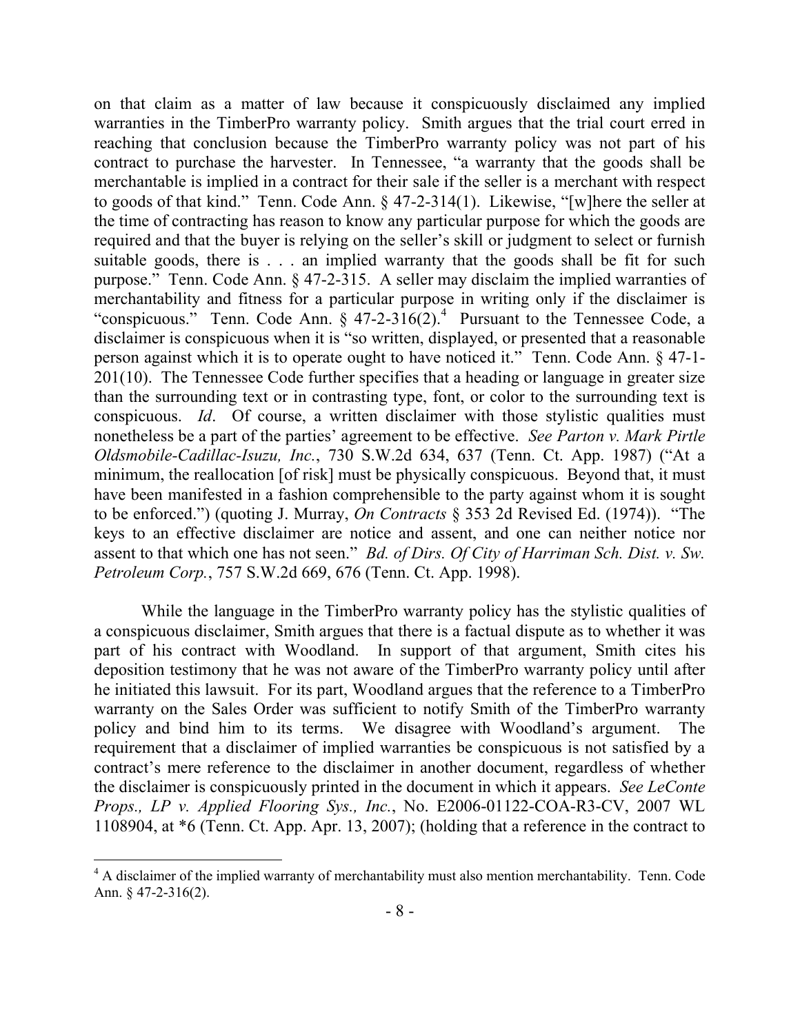on that claim as a matter of law because it conspicuously disclaimed any implied warranties in the TimberPro warranty policy. Smith argues that the trial court erred in reaching that conclusion because the TimberPro warranty policy was not part of his contract to purchase the harvester. In Tennessee, "a warranty that the goods shall be merchantable is implied in a contract for their sale if the seller is a merchant with respect to goods of that kind." Tenn. Code Ann. § 47-2-314(1). Likewise, "[w]here the seller at the time of contracting has reason to know any particular purpose for which the goods are required and that the buyer is relying on the seller's skill or judgment to select or furnish suitable goods, there is . . . an implied warranty that the goods shall be fit for such purpose." Tenn. Code Ann. § 47-2-315. A seller may disclaim the implied warranties of merchantability and fitness for a particular purpose in writing only if the disclaimer is "conspicuous." Tenn. Code Ann. § 47-2-316(2).[4] Pursuant to the Tennessee Code, a disclaimer is conspicuous when it is "so written, displayed, or presented that a reasonable person against which it is to operate ought to have noticed it." Tenn. Code Ann. § 47-1-201(10). The Tennessee Code further specifies that a heading or language in greater size than the surrounding text or in contrasting type, font, or color to the surrounding text is conspicuous. *Id*. Of course, a written disclaimer with those stylistic qualities must nonetheless be a part of the parties' agreement to be effective. *See Parton v. Mark Pirtle Oldsmobile-Cadillac-Isuzu, Inc.*, 730 S.W.2d 634, 637 (Tenn. Ct. App. 1987) ("At a minimum, the reallocation [of risk] must be physically conspicuous. Beyond that, it must have been manifested in a fashion comprehensible to the party against whom it is sought to be enforced.") (quoting J. Murray, *On Contracts* § 353 2d Revised Ed. (1974)). "The keys to an effective disclaimer are notice and assent, and one can neither notice nor assent to that which one has not seen." *Bd. of Dirs. Of City of Harriman Sch. Dist. v. Sw. Petroleum Corp.*, 757 S.W.2d 669, 676 (Tenn. Ct. App. 1998).

While the language in the TimberPro warranty policy has the stylistic qualities of a conspicuous disclaimer, Smith argues that there is a factual dispute as to whether it was part of his contract with Woodland. In support of that argument, Smith cites his deposition testimony that he was not aware of the TimberPro warranty policy until after he initiated this lawsuit. For its part, Woodland argues that the reference to a TimberPro warranty on the Sales Order was sufficient to notify Smith of the TimberPro warranty policy and bind him to its terms. We disagree with Woodland's argument. The requirement that a disclaimer of implied warranties be conspicuous is not satisfied by a contract's mere reference to the disclaimer in another document, regardless of whether the disclaimer is conspicuously printed in the document in which it appears. *See LeConte Props., LP v. Applied Flooring Sys., Inc.*, No. E2006-01122-COA-R3-CV, 2007 WL 1108904, at *6 (Tenn. Ct. App. Apr. 13, 2007); (holding that a reference in the contract to

---

[4] A disclaimer of the implied warranty of merchantability must also mention merchantability. Tenn. Code Ann. § 47-2-316(2).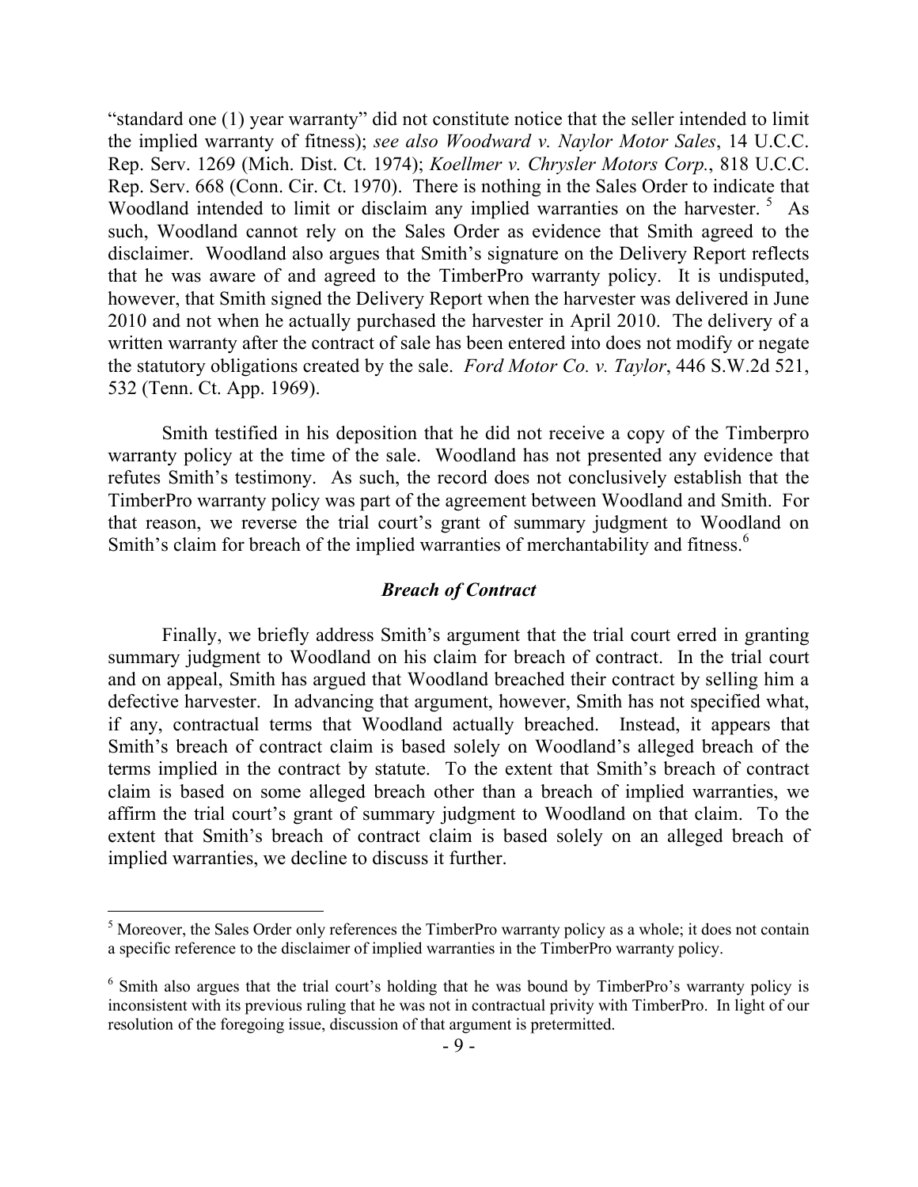"standard one (1) year warranty" did not constitute notice that the seller intended to limit the implied warranty of fitness); *see also Woodward v. Naylor Motor Sales*, 14 U.C.C. Rep. Serv. 1269 (Mich. Dist. Ct. 1974); *Koellmer v. Chrysler Motors Corp.*, 818 U.C.C. Rep. Serv. 668 (Conn. Cir. Ct. 1970). There is nothing in the Sales Order to indicate that Woodland intended to limit or disclaim any implied warranties on the harvester. [5] As such, Woodland cannot rely on the Sales Order as evidence that Smith agreed to the disclaimer. Woodland also argues that Smith's signature on the Delivery Report reflects that he was aware of and agreed to the TimberPro warranty policy. It is undisputed, however, that Smith signed the Delivery Report when the harvester was delivered in June 2010 and not when he actually purchased the harvester in April 2010. The delivery of a written warranty after the contract of sale has been entered into does not modify or negate the statutory obligations created by the sale. *Ford Motor Co. v. Taylor*, 446 S.W.2d 521, 532 (Tenn. Ct. App. 1969).

Smith testified in his deposition that he did not receive a copy of the Timberpro warranty policy at the time of the sale. Woodland has not presented any evidence that refutes Smith's testimony. As such, the record does not conclusively establish that the TimberPro warranty policy was part of the agreement between Woodland and Smith. For that reason, we reverse the trial court's grant of summary judgment to Woodland on Smith's claim for breach of the implied warranties of merchantability and fitness.[6]

### *Breach of Contract*

Finally, we briefly address Smith's argument that the trial court erred in granting summary judgment to Woodland on his claim for breach of contract. In the trial court and on appeal, Smith has argued that Woodland breached their contract by selling him a defective harvester. In advancing that argument, however, Smith has not specified what, if any, contractual terms that Woodland actually breached. Instead, it appears that Smith's breach of contract claim is based solely on Woodland's alleged breach of the terms implied in the contract by statute. To the extent that Smith's breach of contract claim is based on some alleged breach other than a breach of implied warranties, we affirm the trial court's grant of summary judgment to Woodland on that claim. To the extent that Smith's breach of contract claim is based solely on an alleged breach of implied warranties, we decline to discuss it further.

---

[5] Moreover, the Sales Order only references the TimberPro warranty policy as a whole; it does not contain a specific reference to the disclaimer of implied warranties in the TimberPro warranty policy.

[6] Smith also argues that the trial court's holding that he was bound by TimberPro's warranty policy is inconsistent with its previous ruling that he was not in contractual privity with TimberPro. In light of our resolution of the foregoing issue, discussion of that argument is pretermitted.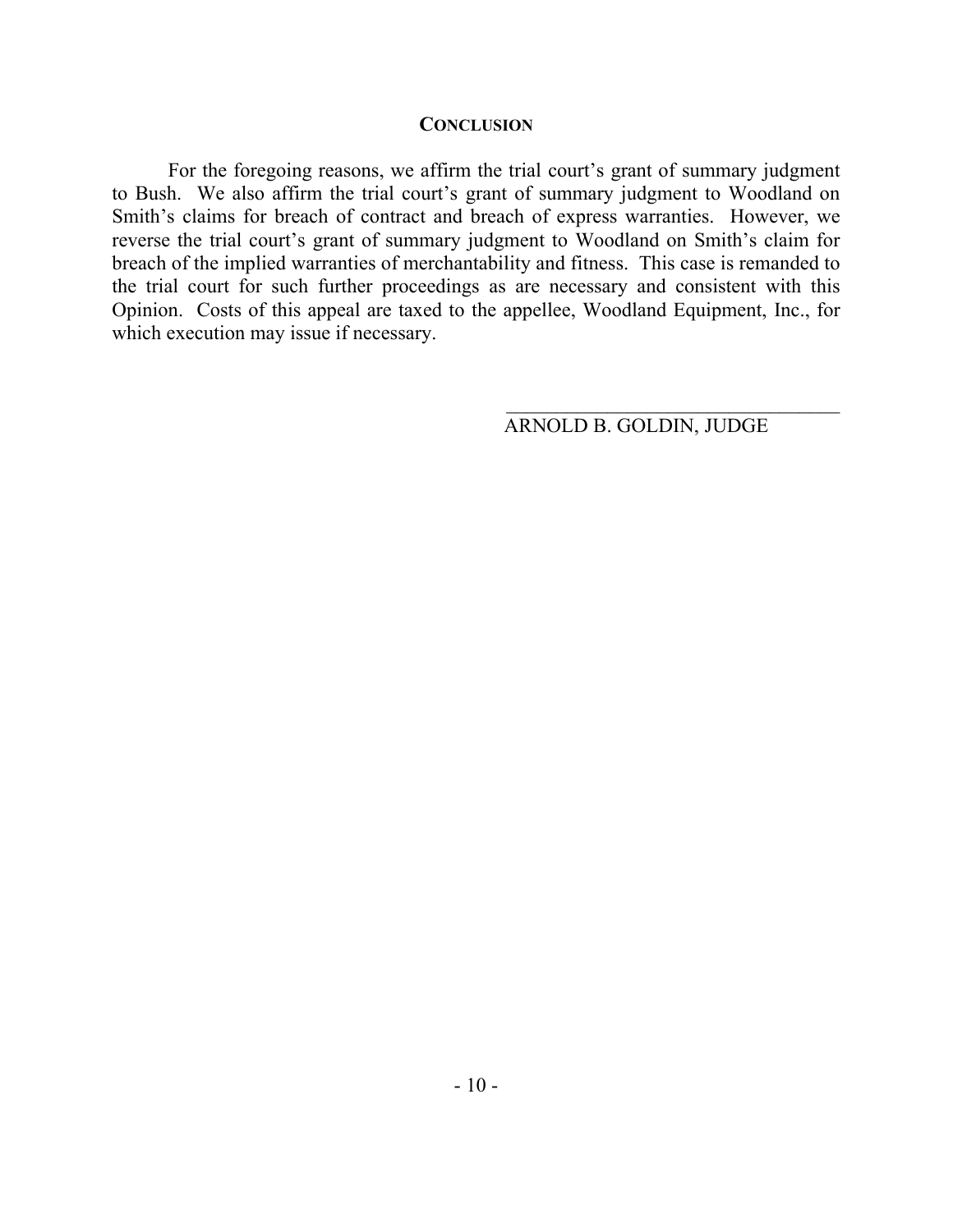## CONCLUSION

For the foregoing reasons, we affirm the trial court's grant of summary judgment to Bush. We also affirm the trial court's grant of summary judgment to Woodland on Smith's claims for breach of contract and breach of express warranties. However, we reverse the trial court's grant of summary judgment to Woodland on Smith's claim for breach of the implied warranties of merchantability and fitness. This case is remanded to the trial court for such further proceedings as are necessary and consistent with this Opinion. Costs of this appeal are taxed to the appellee, Woodland Equipment, Inc., for which execution may issue if necessary.

_________________________________
ARNOLD B. GOLDIN, JUDGE